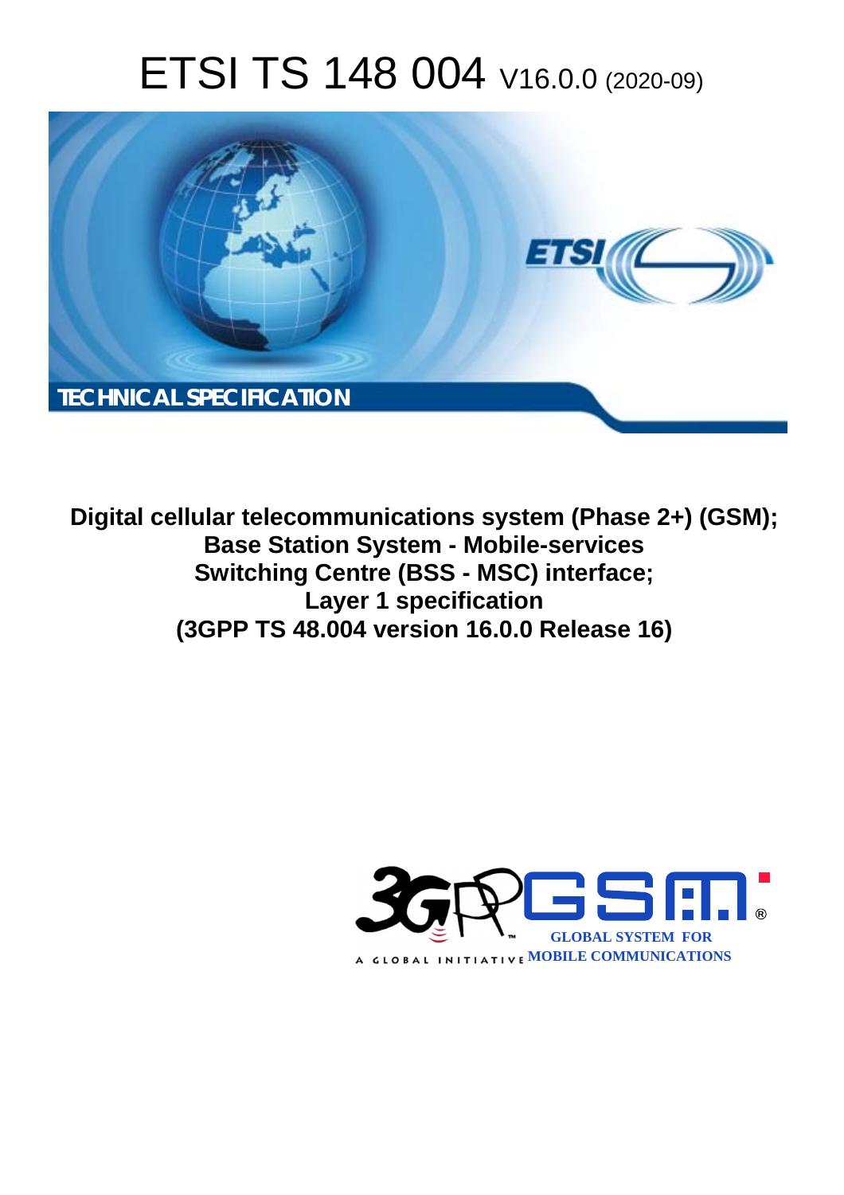# ETSI TS 148 004 V16.0.0 (2020-09)

TECHNICAL SPECIFICATION

**Digital cellular telecommunications system (Phase 2+) (GSM); Base Station System - Mobile-services Switching Centre (BSS - MSC) interface; Layer 1 specification (3GPP TS 48.004 version 16.0.0 Release 16)**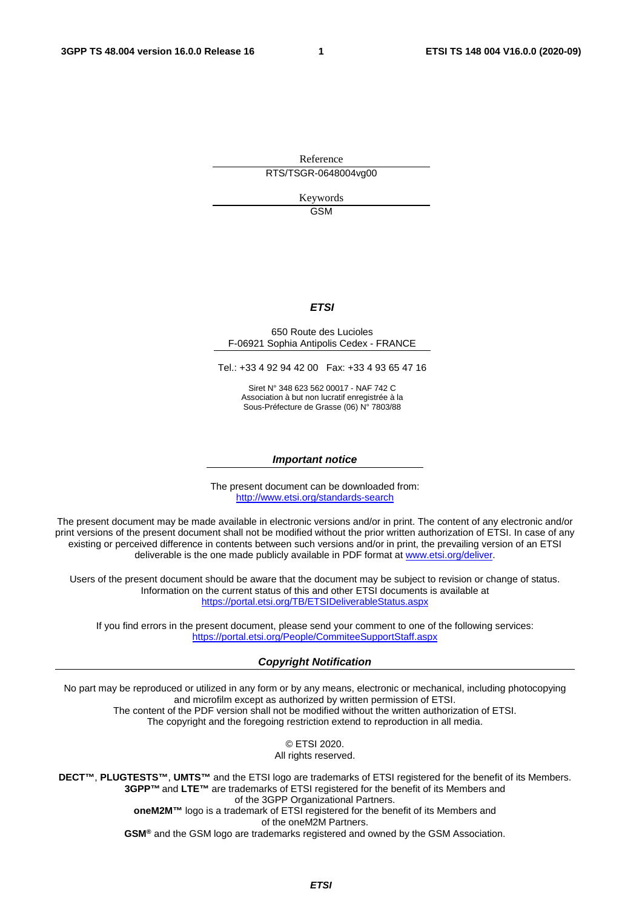Reference

RTS/TSGR-0648004vg00

Keywords

GSM

***ETSI***

650 Route des Lucioles
F-06921 Sophia Antipolis Cedex - FRANCE

Tel.: +33 4 92 94 42 00   Fax: +33 4 93 65 47 16

Siret N° 348 623 562 00017 - NAF 742 C
Association à but non lucratif enregistrée à la
Sous-Préfecture de Grasse (06) N° 7803/88

***Important notice***

The present document can be downloaded from:
http://www.etsi.org/standards-search

The present document may be made available in electronic versions and/or in print. The content of any electronic and/or print versions of the present document shall not be modified without the prior written authorization of ETSI. In case of any existing or perceived difference in contents between such versions and/or in print, the prevailing version of an ETSI deliverable is the one made publicly available in PDF format at www.etsi.org/deliver.

Users of the present document should be aware that the document may be subject to revision or change of status. Information on the current status of this and other ETSI documents is available at https://portal.etsi.org/TB/ETSIDeliverableStatus.aspx

If you find errors in the present document, please send your comment to one of the following services:
https://portal.etsi.org/People/CommiteeSupportStaff.aspx

***Copyright Notification***

No part may be reproduced or utilized in any form or by any means, electronic or mechanical, including photocopying and microfilm except as authorized by written permission of ETSI.
The content of the PDF version shall not be modified without the written authorization of ETSI.
The copyright and the foregoing restriction extend to reproduction in all media.

© ETSI 2020.
All rights reserved.

**DECT™**, **PLUGTESTS™**, **UMTS™** and the ETSI logo are trademarks of ETSI registered for the benefit of its Members.
**3GPP™** and **LTE™** are trademarks of ETSI registered for the benefit of its Members and of the 3GPP Organizational Partners.
**oneM2M™** logo is a trademark of ETSI registered for the benefit of its Members and of the oneM2M Partners.
**GSM®** and the GSM logo are trademarks registered and owned by the GSM Association.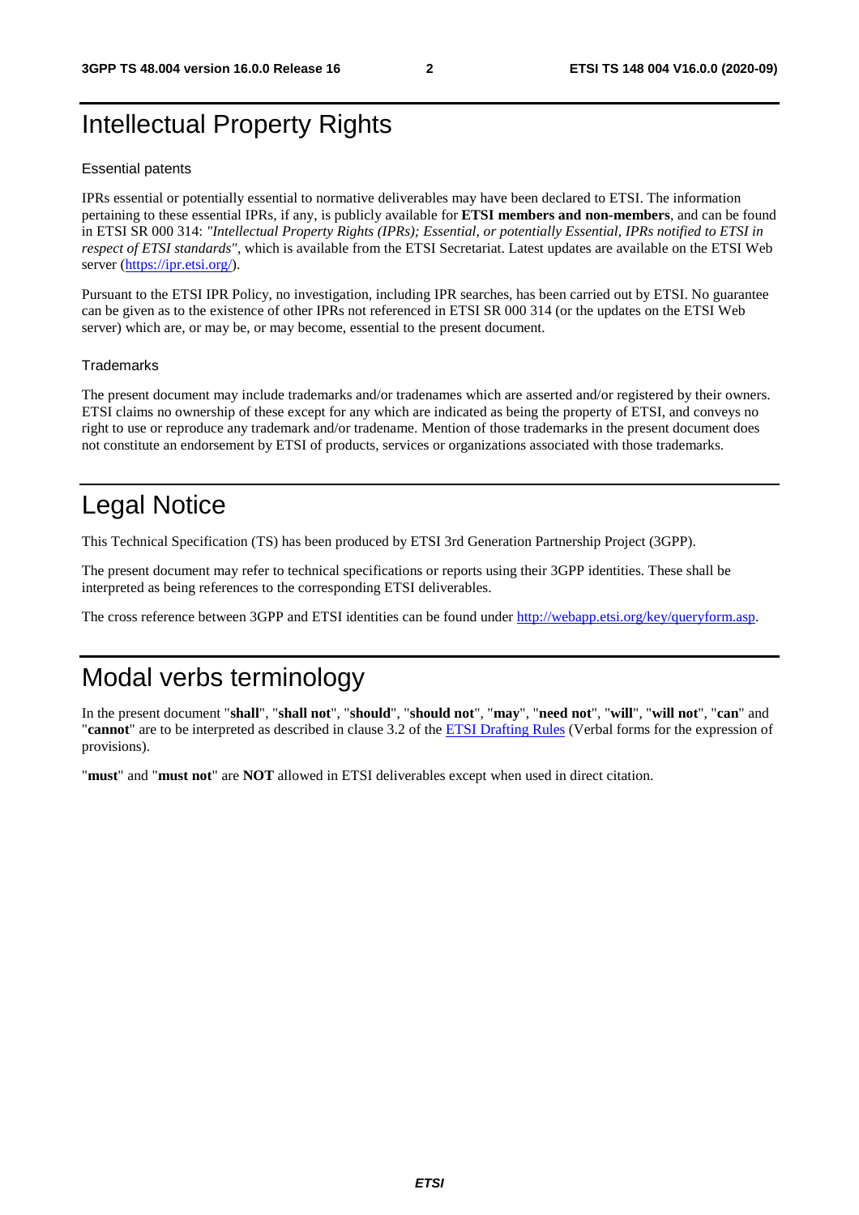# Intellectual Property Rights

Essential patents

IPRs essential or potentially essential to normative deliverables may have been declared to ETSI. The information pertaining to these essential IPRs, if any, is publicly available for **ETSI members and non-members**, and can be found in ETSI SR 000 314: *"Intellectual Property Rights (IPRs); Essential, or potentially Essential, IPRs notified to ETSI in respect of ETSI standards"*, which is available from the ETSI Secretariat. Latest updates are available on the ETSI Web server (https://ipr.etsi.org/).

Pursuant to the ETSI IPR Policy, no investigation, including IPR searches, has been carried out by ETSI. No guarantee can be given as to the existence of other IPRs not referenced in ETSI SR 000 314 (or the updates on the ETSI Web server) which are, or may be, or may become, essential to the present document.

Trademarks

The present document may include trademarks and/or tradenames which are asserted and/or registered by their owners. ETSI claims no ownership of these except for any which are indicated as being the property of ETSI, and conveys no right to use or reproduce any trademark and/or tradename. Mention of those trademarks in the present document does not constitute an endorsement by ETSI of products, services or organizations associated with those trademarks.

# Legal Notice

This Technical Specification (TS) has been produced by ETSI 3rd Generation Partnership Project (3GPP).

The present document may refer to technical specifications or reports using their 3GPP identities. These shall be interpreted as being references to the corresponding ETSI deliverables.

The cross reference between 3GPP and ETSI identities can be found under http://webapp.etsi.org/key/queryform.asp.

# Modal verbs terminology

In the present document "**shall**", "**shall not**", "**should**", "**should not**", "**may**", "**need not**", "**will**", "**will not**", "**can**" and "**cannot**" are to be interpreted as described in clause 3.2 of the ETSI Drafting Rules (Verbal forms for the expression of provisions).

"**must**" and "**must not**" are **NOT** allowed in ETSI deliverables except when used in direct citation.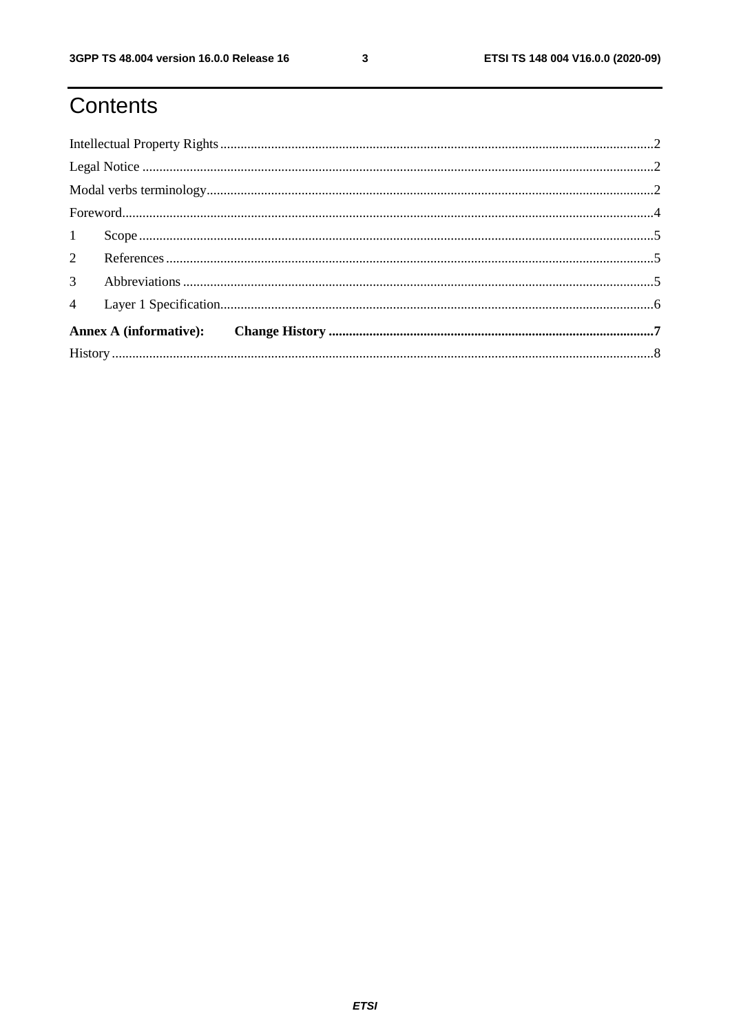# Contents

Intellectual Property Rights .......... 2
Legal Notice .......... 2
Modal verbs terminology .......... 2
Foreword .......... 4
1 Scope .......... 5
2 References .......... 5
3 Abbreviations .......... 5
4 Layer 1 Specification .......... 6
**Annex A (informative): Change History .......... 7**
History .......... 8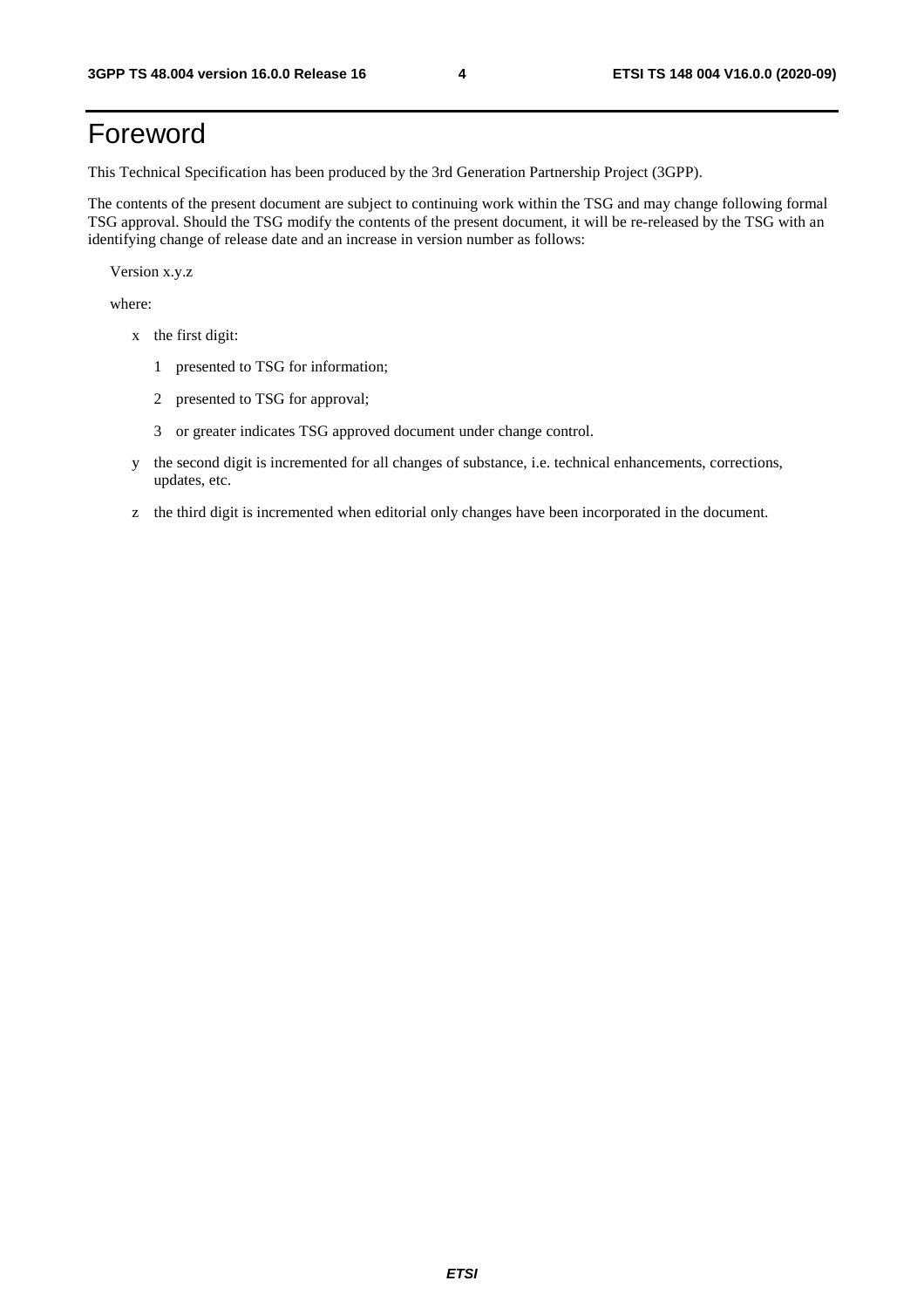# Foreword

This Technical Specification has been produced by the 3rd Generation Partnership Project (3GPP).

The contents of the present document are subject to continuing work within the TSG and may change following formal TSG approval. Should the TSG modify the contents of the present document, it will be re-released by the TSG with an identifying change of release date and an increase in version number as follows:

Version x.y.z

where:

- x the first digit:
  - 1 presented to TSG for information;
  - 2 presented to TSG for approval;
  - 3 or greater indicates TSG approved document under change control.
- y the second digit is incremented for all changes of substance, i.e. technical enhancements, corrections, updates, etc.
- z the third digit is incremented when editorial only changes have been incorporated in the document.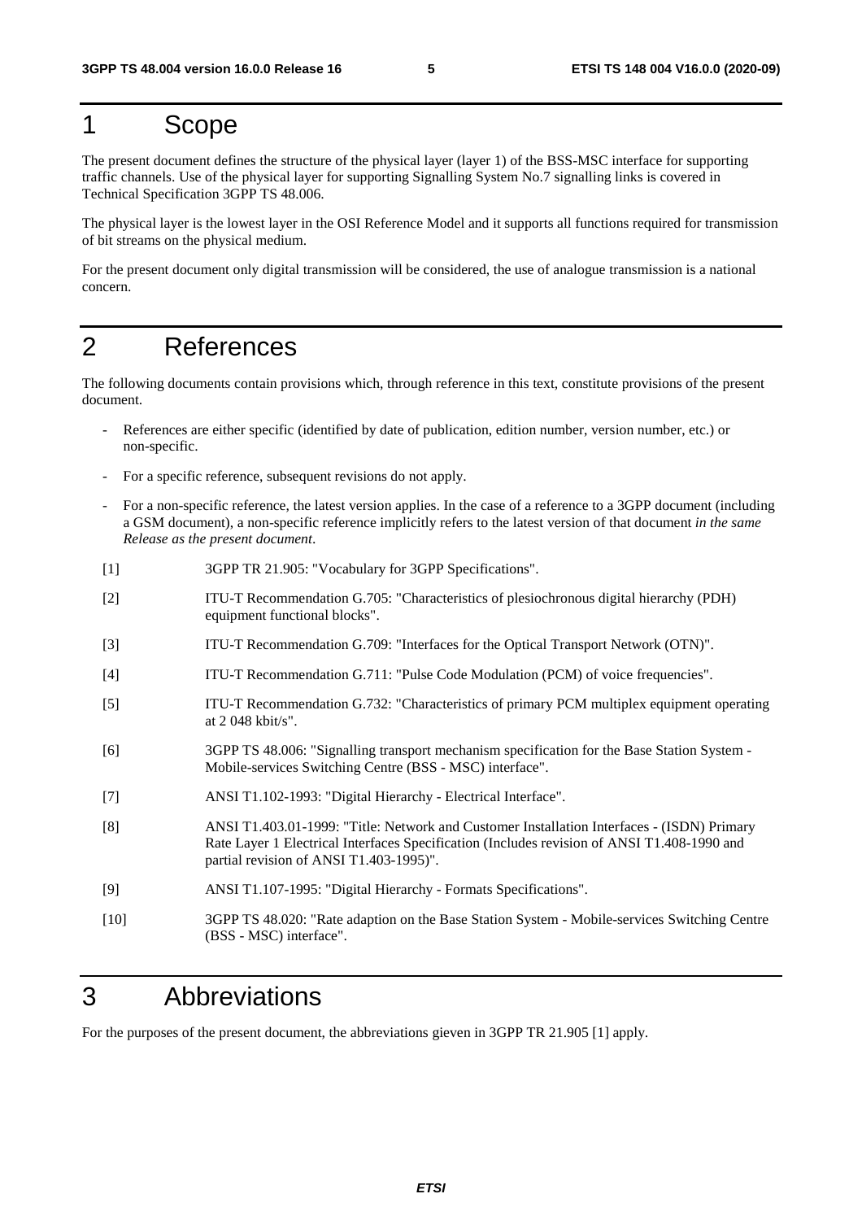# 1 Scope

The present document defines the structure of the physical layer (layer 1) of the BSS-MSC interface for supporting traffic channels. Use of the physical layer for supporting Signalling System No.7 signalling links is covered in Technical Specification 3GPP TS 48.006.

The physical layer is the lowest layer in the OSI Reference Model and it supports all functions required for transmission of bit streams on the physical medium.

For the present document only digital transmission will be considered, the use of analogue transmission is a national concern.

# 2 References

The following documents contain provisions which, through reference in this text, constitute provisions of the present document.

- References are either specific (identified by date of publication, edition number, version number, etc.) or non-specific.
- For a specific reference, subsequent revisions do not apply.
- For a non-specific reference, the latest version applies. In the case of a reference to a 3GPP document (including a GSM document), a non-specific reference implicitly refers to the latest version of that document *in the same Release as the present document*.

[1] 3GPP TR 21.905: "Vocabulary for 3GPP Specifications".

[2] ITU-T Recommendation G.705: "Characteristics of plesiochronous digital hierarchy (PDH) equipment functional blocks".

[3] ITU-T Recommendation G.709: "Interfaces for the Optical Transport Network (OTN)".

[4] ITU-T Recommendation G.711: "Pulse Code Modulation (PCM) of voice frequencies".

[5] ITU-T Recommendation G.732: "Characteristics of primary PCM multiplex equipment operating at 2 048 kbit/s".

[6] 3GPP TS 48.006: "Signalling transport mechanism specification for the Base Station System - Mobile-services Switching Centre (BSS - MSC) interface".

[7] ANSI T1.102-1993: "Digital Hierarchy - Electrical Interface".

[8] ANSI T1.403.01-1999: "Title: Network and Customer Installation Interfaces - (ISDN) Primary Rate Layer 1 Electrical Interfaces Specification (Includes revision of ANSI T1.408-1990 and partial revision of ANSI T1.403-1995)".

[9] ANSI T1.107-1995: "Digital Hierarchy - Formats Specifications".

[10] 3GPP TS 48.020: "Rate adaption on the Base Station System - Mobile-services Switching Centre (BSS - MSC) interface".

# 3 Abbreviations

For the purposes of the present document, the abbreviations gieven in 3GPP TR 21.905 [1] apply.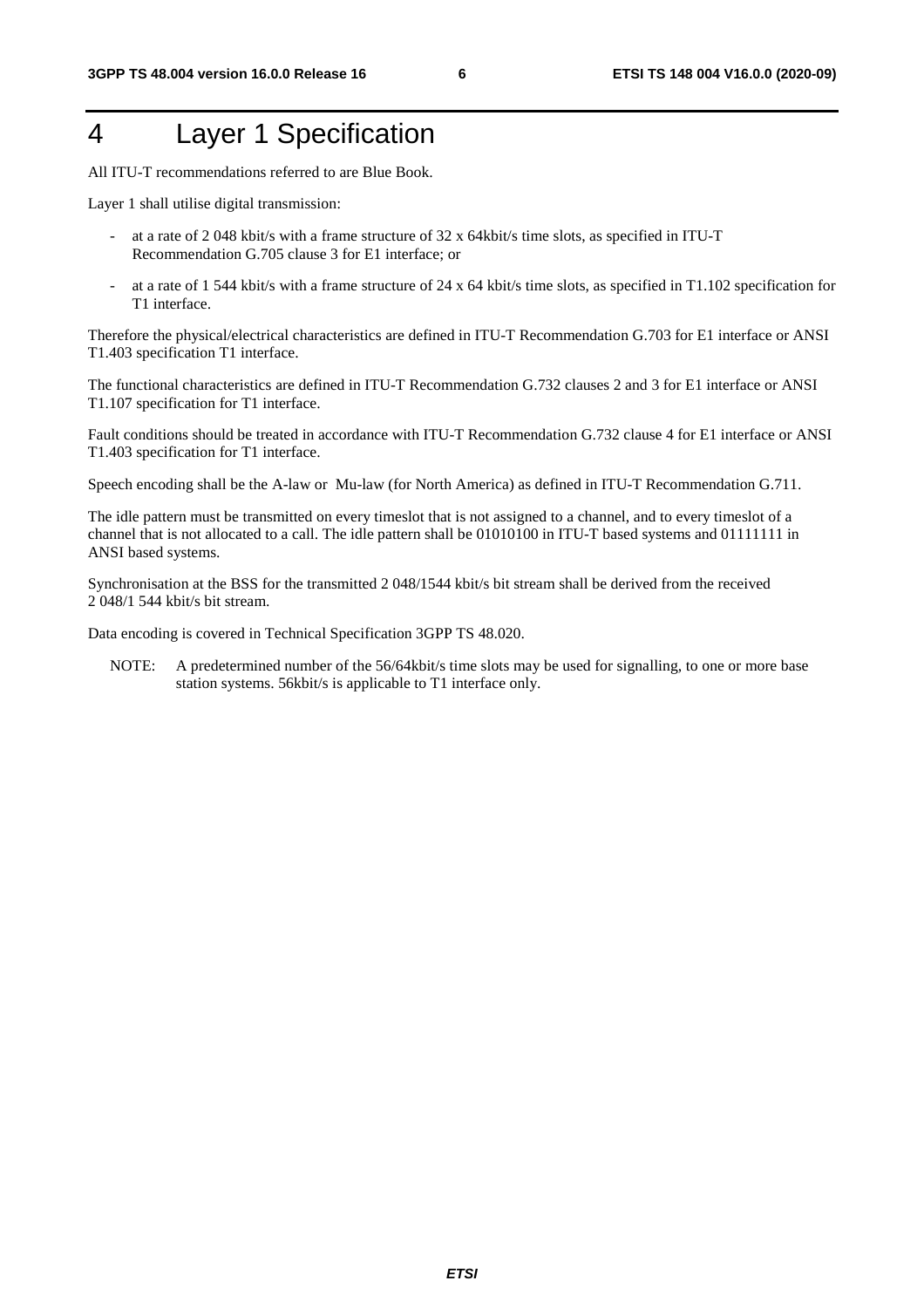# 4 Layer 1 Specification

All ITU-T recommendations referred to are Blue Book.

Layer 1 shall utilise digital transmission:

- at a rate of 2 048 kbit/s with a frame structure of 32 x 64kbit/s time slots, as specified in ITU-T Recommendation G.705 clause 3 for E1 interface; or
- at a rate of 1 544 kbit/s with a frame structure of 24 x 64 kbit/s time slots, as specified in T1.102 specification for T1 interface.

Therefore the physical/electrical characteristics are defined in ITU-T Recommendation G.703 for E1 interface or ANSI T1.403 specification T1 interface.

The functional characteristics are defined in ITU-T Recommendation G.732 clauses 2 and 3 for E1 interface or ANSI T1.107 specification for T1 interface.

Fault conditions should be treated in accordance with ITU-T Recommendation G.732 clause 4 for E1 interface or ANSI T1.403 specification for T1 interface.

Speech encoding shall be the A-law or Mu-law (for North America) as defined in ITU-T Recommendation G.711.

The idle pattern must be transmitted on every timeslot that is not assigned to a channel, and to every timeslot of a channel that is not allocated to a call. The idle pattern shall be 01010100 in ITU-T based systems and 01111111 in ANSI based systems.

Synchronisation at the BSS for the transmitted 2 048/1544 kbit/s bit stream shall be derived from the received 2 048/1 544 kbit/s bit stream.

Data encoding is covered in Technical Specification 3GPP TS 48.020.

NOTE: A predetermined number of the 56/64kbit/s time slots may be used for signalling, to one or more base station systems. 56kbit/s is applicable to T1 interface only.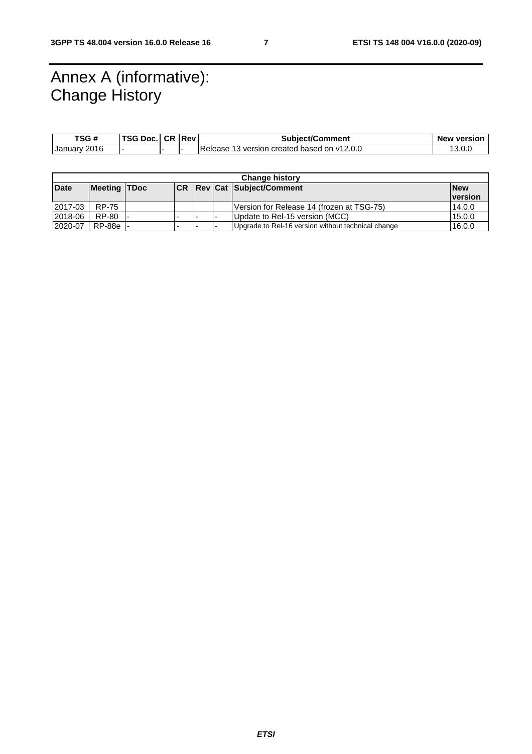# Annex A (informative): Change History

| TSG # | TSG Doc. | CR | Rev | Subject/Comment | New version |
|---|---|---|---|---|---|
| January 2016 | - | - | - | Release 13 version created based on v12.0.0 | 13.0.0 |

| Change history | | | | | | | |
|---|---|---|---|---|---|---|---|
| **Date** | **Meeting** | **TDoc** | **CR** | **Rev** | **Cat** | **Subject/Comment** | **New version** |
| 2017-03 | RP-75 | | | | | Version for Release 14 (frozen at TSG-75) | 14.0.0 |
| 2018-06 | RP-80 | - | - | - | - | Update to Rel-15 version (MCC) | 15.0.0 |
| 2020-07 | RP-88e | - | - | - | - | Upgrade to Rel-16 version without technical change | 16.0.0 |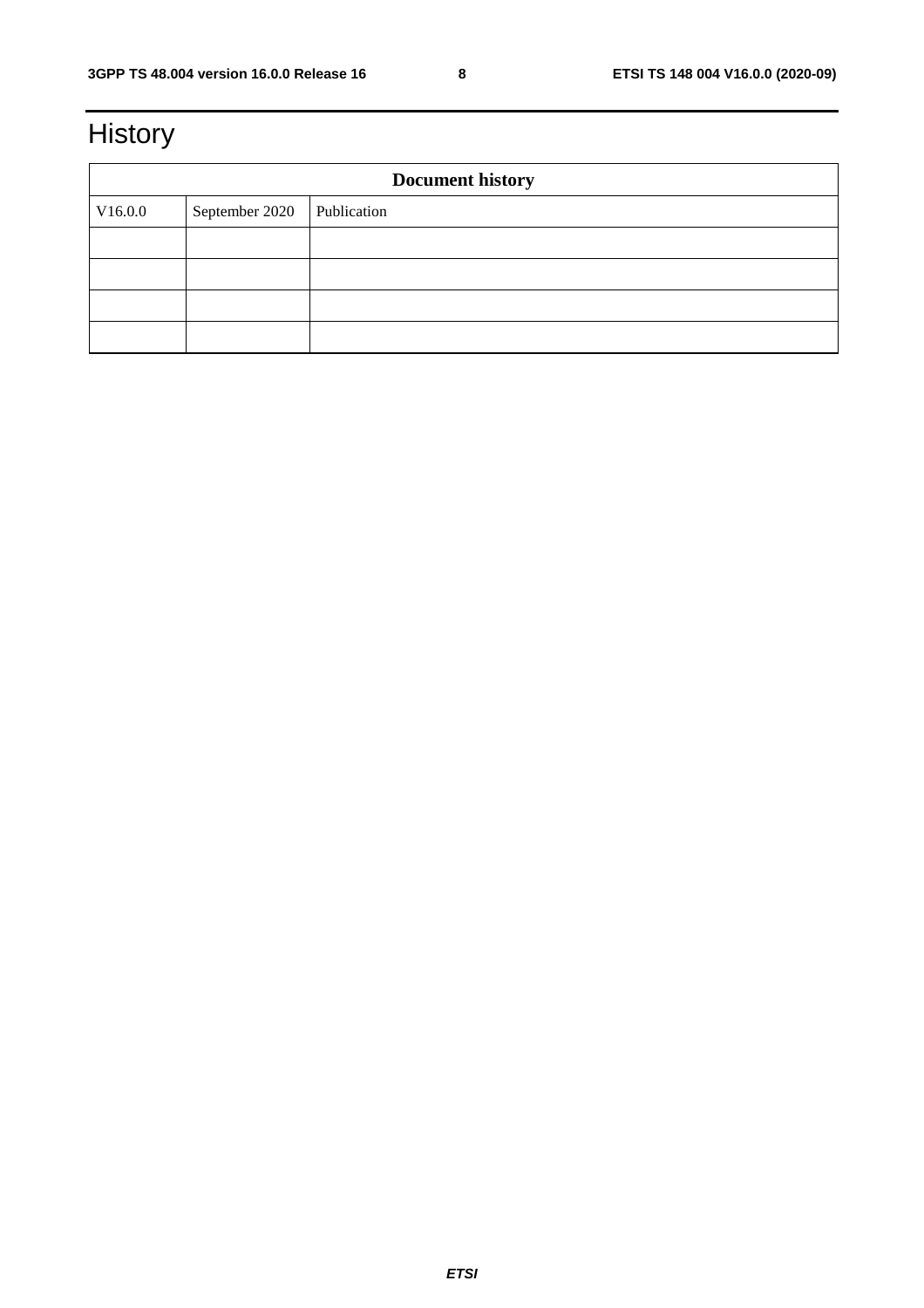# History

| Document history | | |
|---|---|---|
| V16.0.0 | September 2020 | Publication |
| | | |
| | | |
| | | |
| | | |